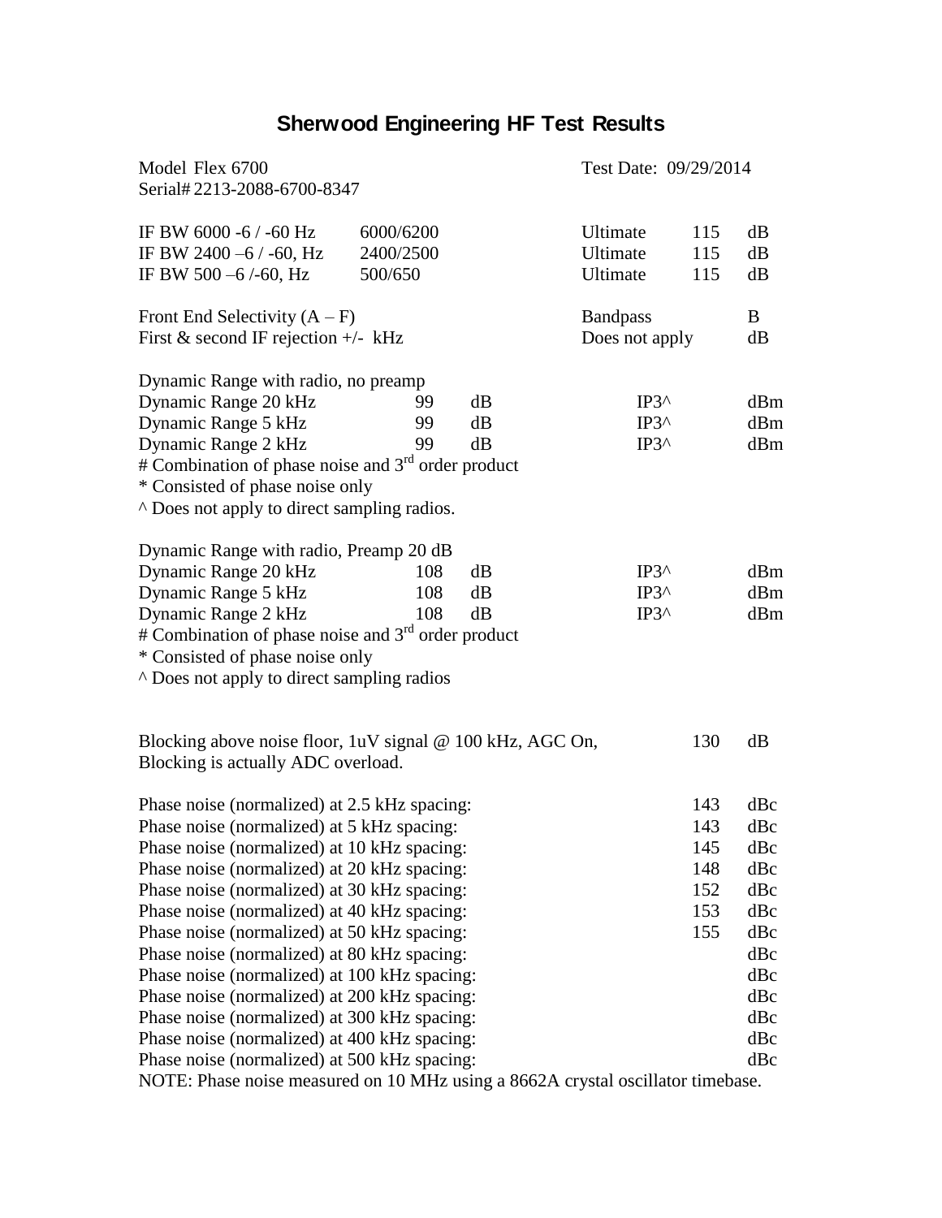# Sherwood Engineering HF Test Results

Model Flex 6700
Serial# 2213-2088-6700-8347

Test Date: 09/29/2014

| | | | | |
|---|---|---|---|---|
| IF BW 6000 -6 / -60 Hz | 6000/6200 | Ultimate | 115 | dB |
| IF BW 2400 –6 / -60, Hz | 2400/2500 | Ultimate | 115 | dB |
| IF BW 500 –6 /-60, Hz | 500/650 | Ultimate | 115 | dB |

| | | |
|---|---|---|
| Front End Selectivity (A – F) | Bandpass | B |
| First & second IF rejection +/- kHz | Does not apply | dB |

Dynamic Range with radio, no preamp

| | | | | | |
|---|---|---|---|---|---|
| Dynamic Range 20 kHz | 99 | dB | IP3^ | | dBm |
| Dynamic Range 5 kHz | 99 | dB | IP3^ | | dBm |
| Dynamic Range 2 kHz | 99 | dB | IP3^ | | dBm |

# Combination of phase noise and 3rd order product
* Consisted of phase noise only
^ Does not apply to direct sampling radios.

Dynamic Range with radio, Preamp 20 dB

| | | | | | |
|---|---|---|---|---|---|
| Dynamic Range 20 kHz | 108 | dB | IP3^ | | dBm |
| Dynamic Range 5 kHz | 108 | dB | IP3^ | | dBm |
| Dynamic Range 2 kHz | 108 | dB | IP3^ | | dBm |

# Combination of phase noise and 3rd order product
* Consisted of phase noise only
^ Does not apply to direct sampling radios

Blocking above noise floor, 1uV signal @ 100 kHz, AGC On, 130 dB
Blocking is actually ADC overload.

| | | |
|---|---|---|
| Phase noise (normalized) at 2.5 kHz spacing: | 143 | dBc |
| Phase noise (normalized) at 5 kHz spacing: | 143 | dBc |
| Phase noise (normalized) at 10 kHz spacing: | 145 | dBc |
| Phase noise (normalized) at 20 kHz spacing: | 148 | dBc |
| Phase noise (normalized) at 30 kHz spacing: | 152 | dBc |
| Phase noise (normalized) at 40 kHz spacing: | 153 | dBc |
| Phase noise (normalized) at 50 kHz spacing: | 155 | dBc |
| Phase noise (normalized) at 80 kHz spacing: | | dBc |
| Phase noise (normalized) at 100 kHz spacing: | | dBc |
| Phase noise (normalized) at 200 kHz spacing: | | dBc |
| Phase noise (normalized) at 300 kHz spacing: | | dBc |
| Phase noise (normalized) at 400 kHz spacing: | | dBc |
| Phase noise (normalized) at 500 kHz spacing: | | dBc |

NOTE: Phase noise measured on 10 MHz using a 8662A crystal oscillator timebase.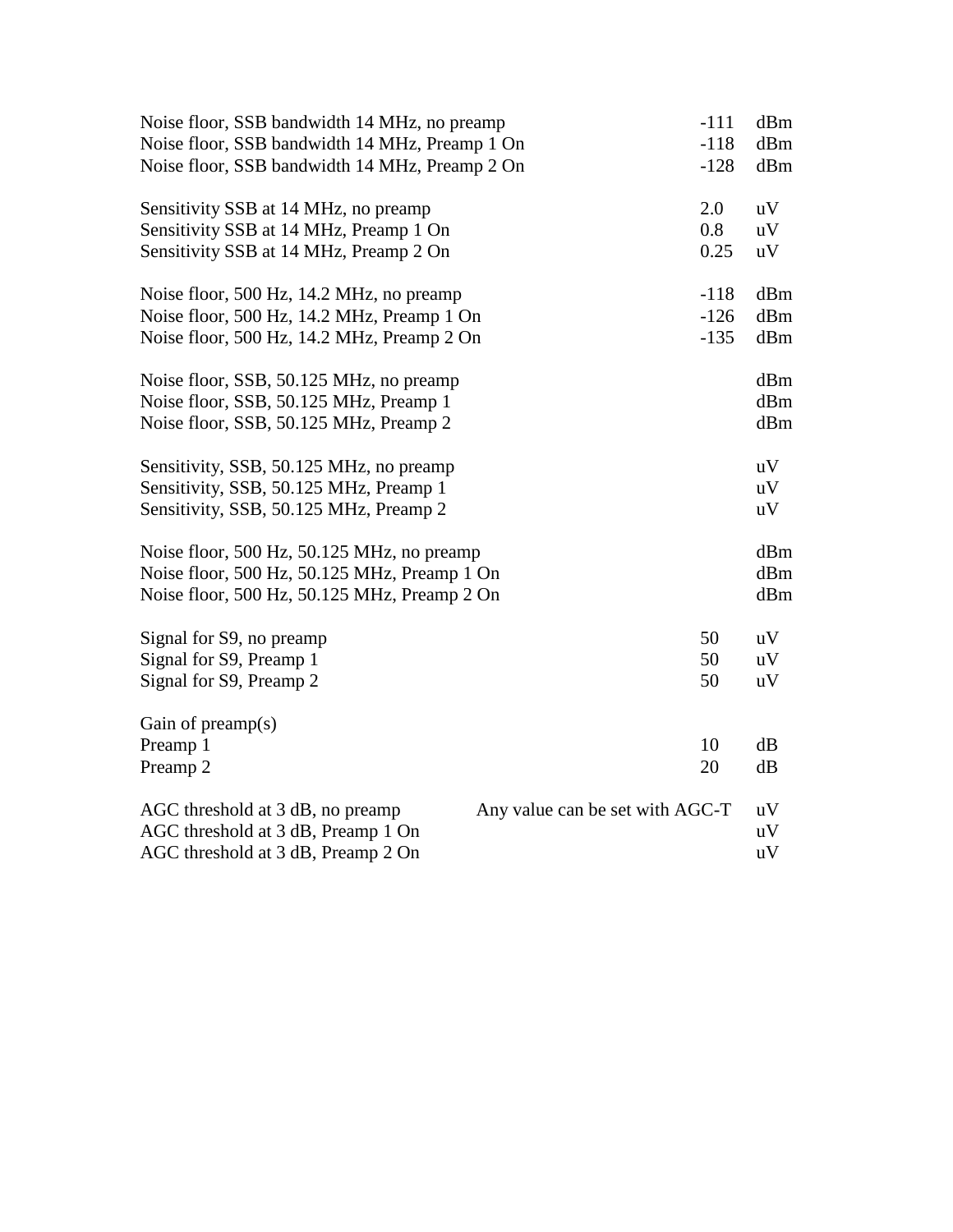| Parameter | Value | Unit |
|---|---|---|
| Noise floor, SSB bandwidth 14 MHz, no preamp | -111 | dBm |
| Noise floor, SSB bandwidth 14 MHz, Preamp 1 On | -118 | dBm |
| Noise floor, SSB bandwidth 14 MHz, Preamp 2 On | -128 | dBm |
| | | |
| Sensitivity SSB at 14 MHz, no preamp | 2.0 | uV |
| Sensitivity SSB at 14 MHz, Preamp 1 On | 0.8 | uV |
| Sensitivity SSB at 14 MHz, Preamp 2 On | 0.25 | uV |
| | | |
| Noise floor, 500 Hz, 14.2 MHz, no preamp | -118 | dBm |
| Noise floor, 500 Hz, 14.2 MHz, Preamp 1 On | -126 | dBm |
| Noise floor, 500 Hz, 14.2 MHz, Preamp 2 On | -135 | dBm |
| | | |
| Noise floor, SSB, 50.125 MHz, no preamp | | dBm |
| Noise floor, SSB, 50.125 MHz, Preamp 1 | | dBm |
| Noise floor, SSB, 50.125 MHz, Preamp 2 | | dBm |
| | | |
| Sensitivity, SSB, 50.125 MHz, no preamp | | uV |
| Sensitivity, SSB, 50.125 MHz, Preamp 1 | | uV |
| Sensitivity, SSB, 50.125 MHz, Preamp 2 | | uV |
| | | |
| Noise floor, 500 Hz, 50.125 MHz, no preamp | | dBm |
| Noise floor, 500 Hz, 50.125 MHz, Preamp 1 On | | dBm |
| Noise floor, 500 Hz, 50.125 MHz, Preamp 2 On | | dBm |
| | | |
| Signal for S9, no preamp | 50 | uV |
| Signal for S9, Preamp 1 | 50 | uV |
| Signal for S9, Preamp 2 | 50 | uV |
| | | |
| Gain of preamp(s) | | |
| Preamp 1 | 10 | dB |
| Preamp 2 | 20 | dB |
| | | |
| AGC threshold at 3 dB, no preamp | Any value can be set with AGC-T | uV |
| AGC threshold at 3 dB, Preamp 1 On | | uV |
| AGC threshold at 3 dB, Preamp 2 On | | uV |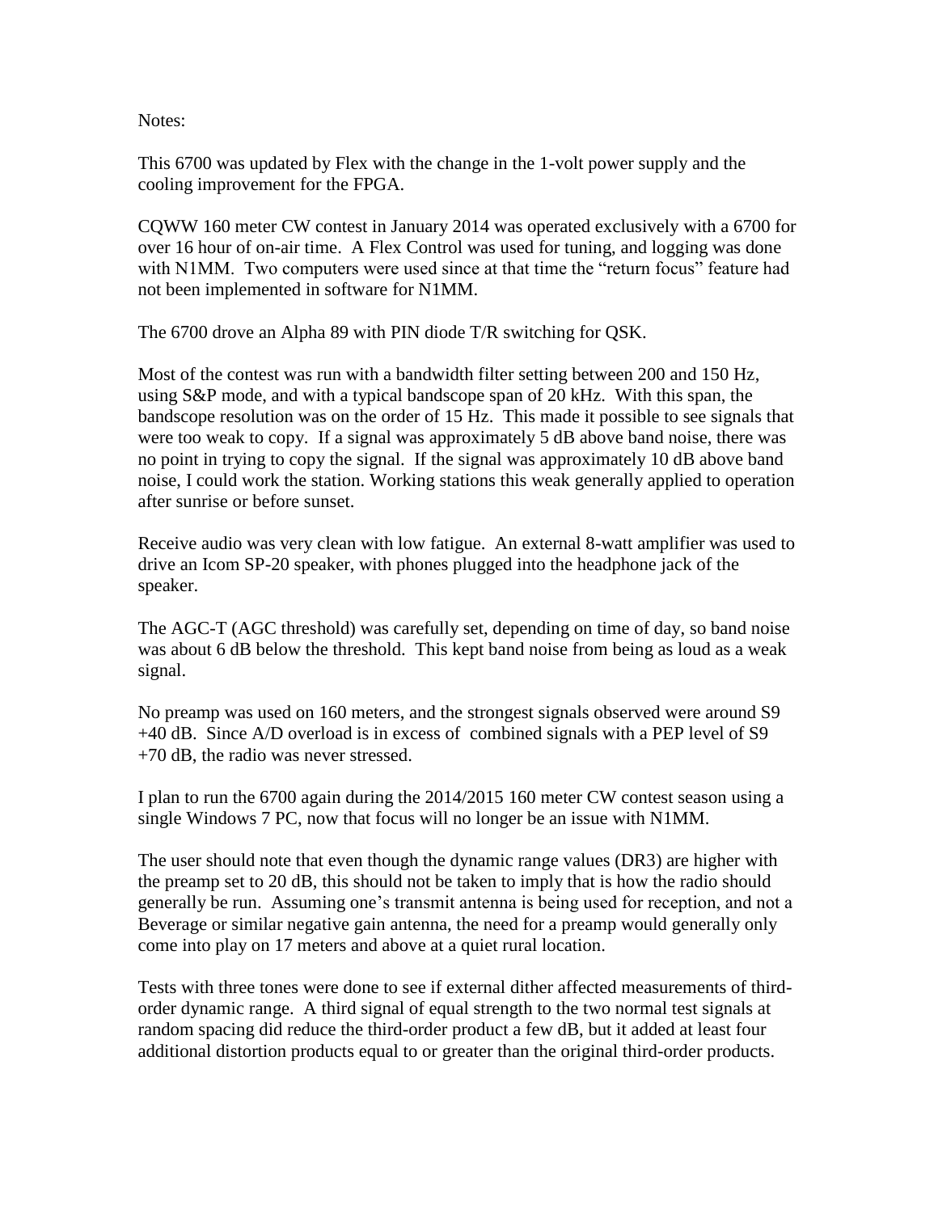Notes:

This 6700 was updated by Flex with the change in the 1-volt power supply and the cooling improvement for the FPGA.

CQWW 160 meter CW contest in January 2014 was operated exclusively with a 6700 for over 16 hour of on-air time. A Flex Control was used for tuning, and logging was done with N1MM. Two computers were used since at that time the "return focus" feature had not been implemented in software for N1MM.

The 6700 drove an Alpha 89 with PIN diode T/R switching for QSK.

Most of the contest was run with a bandwidth filter setting between 200 and 150 Hz, using S&P mode, and with a typical bandscope span of 20 kHz. With this span, the bandscope resolution was on the order of 15 Hz. This made it possible to see signals that were too weak to copy. If a signal was approximately 5 dB above band noise, there was no point in trying to copy the signal. If the signal was approximately 10 dB above band noise, I could work the station. Working stations this weak generally applied to operation after sunrise or before sunset.

Receive audio was very clean with low fatigue. An external 8-watt amplifier was used to drive an Icom SP-20 speaker, with phones plugged into the headphone jack of the speaker.

The AGC-T (AGC threshold) was carefully set, depending on time of day, so band noise was about 6 dB below the threshold. This kept band noise from being as loud as a weak signal.

No preamp was used on 160 meters, and the strongest signals observed were around S9 +40 dB. Since A/D overload is in excess of combined signals with a PEP level of S9 +70 dB, the radio was never stressed.

I plan to run the 6700 again during the 2014/2015 160 meter CW contest season using a single Windows 7 PC, now that focus will no longer be an issue with N1MM.

The user should note that even though the dynamic range values (DR3) are higher with the preamp set to 20 dB, this should not be taken to imply that is how the radio should generally be run. Assuming one's transmit antenna is being used for reception, and not a Beverage or similar negative gain antenna, the need for a preamp would generally only come into play on 17 meters and above at a quiet rural location.

Tests with three tones were done to see if external dither affected measurements of third-order dynamic range. A third signal of equal strength to the two normal test signals at random spacing did reduce the third-order product a few dB, but it added at least four additional distortion products equal to or greater than the original third-order products.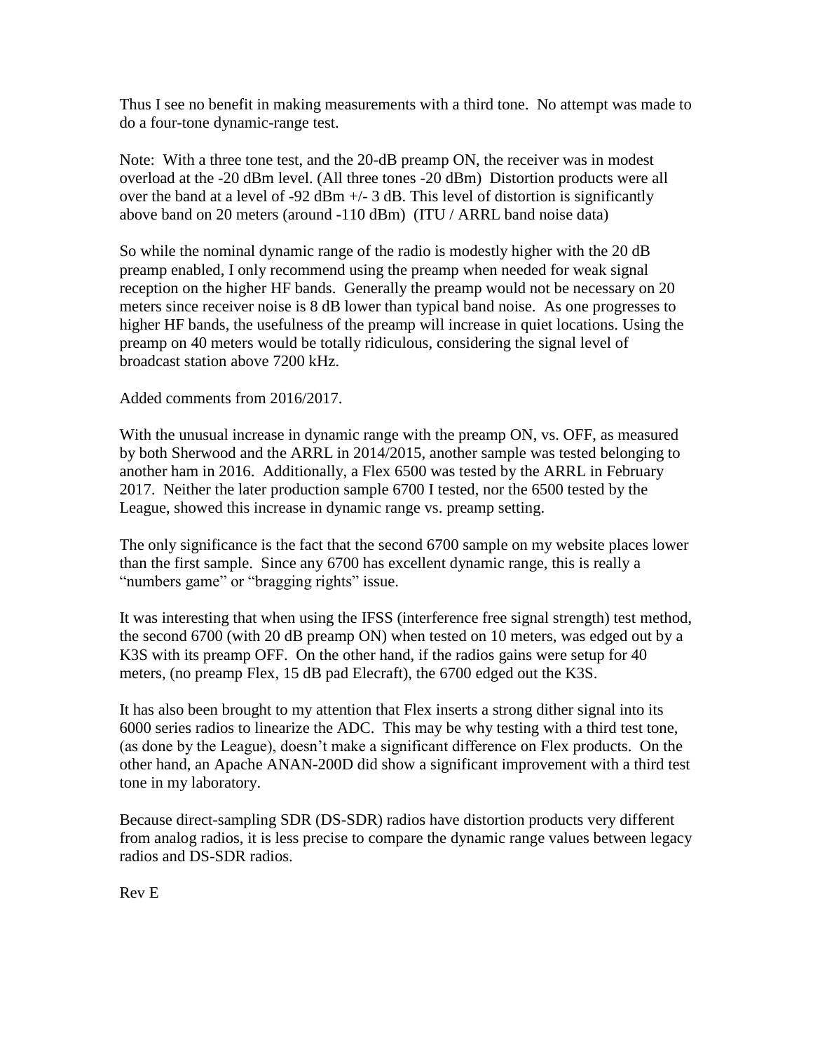Thus I see no benefit in making measurements with a third tone. No attempt was made to do a four-tone dynamic-range test.

Note: With a three tone test, and the 20-dB preamp ON, the receiver was in modest overload at the -20 dBm level. (All three tones -20 dBm) Distortion products were all over the band at a level of -92 dBm +/- 3 dB. This level of distortion is significantly above band on 20 meters (around -110 dBm) (ITU / ARRL band noise data)

So while the nominal dynamic range of the radio is modestly higher with the 20 dB preamp enabled, I only recommend using the preamp when needed for weak signal reception on the higher HF bands. Generally the preamp would not be necessary on 20 meters since receiver noise is 8 dB lower than typical band noise. As one progresses to higher HF bands, the usefulness of the preamp will increase in quiet locations. Using the preamp on 40 meters would be totally ridiculous, considering the signal level of broadcast station above 7200 kHz.

Added comments from 2016/2017.

With the unusual increase in dynamic range with the preamp ON, vs. OFF, as measured by both Sherwood and the ARRL in 2014/2015, another sample was tested belonging to another ham in 2016. Additionally, a Flex 6500 was tested by the ARRL in February 2017. Neither the later production sample 6700 I tested, nor the 6500 tested by the League, showed this increase in dynamic range vs. preamp setting.

The only significance is the fact that the second 6700 sample on my website places lower than the first sample. Since any 6700 has excellent dynamic range, this is really a "numbers game" or "bragging rights" issue.

It was interesting that when using the IFSS (interference free signal strength) test method, the second 6700 (with 20 dB preamp ON) when tested on 10 meters, was edged out by a K3S with its preamp OFF. On the other hand, if the radios gains were setup for 40 meters, (no preamp Flex, 15 dB pad Elecraft), the 6700 edged out the K3S.

It has also been brought to my attention that Flex inserts a strong dither signal into its 6000 series radios to linearize the ADC. This may be why testing with a third test tone, (as done by the League), doesn't make a significant difference on Flex products. On the other hand, an Apache ANAN-200D did show a significant improvement with a third test tone in my laboratory.

Because direct-sampling SDR (DS-SDR) radios have distortion products very different from analog radios, it is less precise to compare the dynamic range values between legacy radios and DS-SDR radios.

Rev E